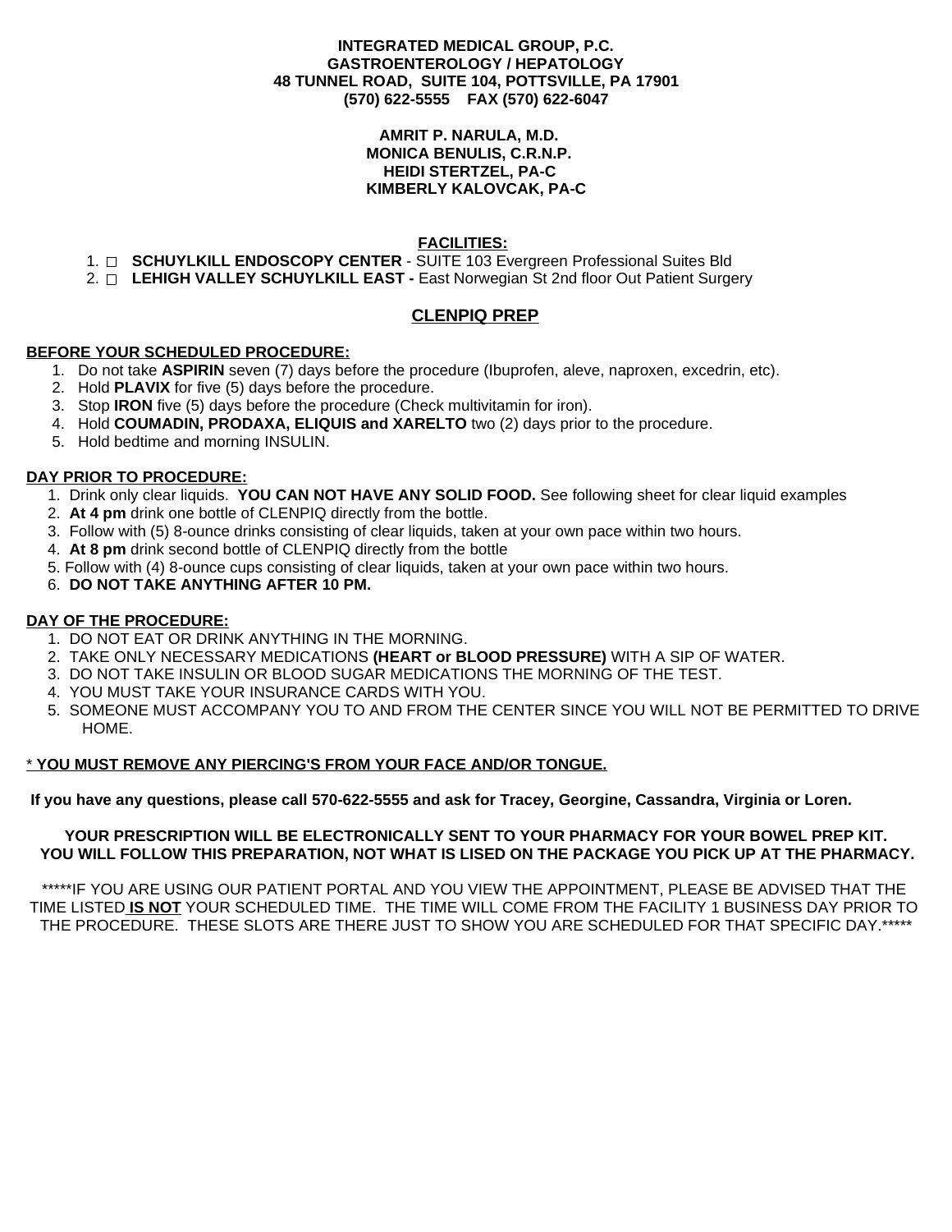**INTEGRATED MEDICAL GROUP, P.C.**
**GASTROENTEROLOGY / HEPATOLOGY**
**48 TUNNEL ROAD, SUITE 104, POTTSVILLE, PA 17901**
**(570) 622-5555 FAX (570) 622-6047**

**AMRIT P. NARULA, M.D.**
**MONICA BENULIS, C.R.N.P.**
**HEIDI STERTZEL, PA-C**
**KIMBERLY KALOVCAK, PA-C**

**FACILITIES:**

1. ☐ **SCHUYLKILL ENDOSCOPY CENTER** - SUITE 103 Evergreen Professional Suites Bld
2. ☐ **LEHIGH VALLEY SCHUYLKILL EAST -** East Norwegian St 2nd floor Out Patient Surgery

## CLENPIQ PREP

**BEFORE YOUR SCHEDULED PROCEDURE:**

1. Do not take **ASPIRIN** seven (7) days before the procedure (Ibuprofen, aleve, naproxen, excedrin, etc).
2. Hold **PLAVIX** for five (5) days before the procedure.
3. Stop **IRON** five (5) days before the procedure (Check multivitamin for iron).
4. Hold **COUMADIN, PRODAXA, ELIQUIS and XARELTO** two (2) days prior to the procedure.
5. Hold bedtime and morning INSULIN.

**DAY PRIOR TO PROCEDURE:**

1. Drink only clear liquids. **YOU CAN NOT HAVE ANY SOLID FOOD.** See following sheet for clear liquid examples
2. **At 4 pm** drink one bottle of CLENPIQ directly from the bottle.
3. Follow with (5) 8-ounce drinks consisting of clear liquids, taken at your own pace within two hours.
4. **At 8 pm** drink second bottle of CLENPIQ directly from the bottle
5. Follow with (4) 8-ounce cups consisting of clear liquids, taken at your own pace within two hours.
6. **DO NOT TAKE ANYTHING AFTER 10 PM.**

**DAY OF THE PROCEDURE:**

1. DO NOT EAT OR DRINK ANYTHING IN THE MORNING.
2. TAKE ONLY NECESSARY MEDICATIONS **(HEART or BLOOD PRESSURE)** WITH A SIP OF WATER.
3. DO NOT TAKE INSULIN OR BLOOD SUGAR MEDICATIONS THE MORNING OF THE TEST.
4. YOU MUST TAKE YOUR INSURANCE CARDS WITH YOU.
5. SOMEONE MUST ACCOMPANY YOU TO AND FROM THE CENTER SINCE YOU WILL NOT BE PERMITTED TO DRIVE HOME.

* **YOU MUST REMOVE ANY PIERCING'S FROM YOUR FACE AND/OR TONGUE.**

**If you have any questions, please call 570-622-5555 and ask for Tracey, Georgine, Cassandra, Virginia or Loren.**

**YOUR PRESCRIPTION WILL BE ELECTRONICALLY SENT TO YOUR PHARMACY FOR YOUR BOWEL PREP KIT. YOU WILL FOLLOW THIS PREPARATION, NOT WHAT IS LISED ON THE PACKAGE YOU PICK UP AT THE PHARMACY.**

*****IF YOU ARE USING OUR PATIENT PORTAL AND YOU VIEW THE APPOINTMENT, PLEASE BE ADVISED THAT THE TIME LISTED **IS NOT** YOUR SCHEDULED TIME. THE TIME WILL COME FROM THE FACILITY 1 BUSINESS DAY PRIOR TO THE PROCEDURE. THESE SLOTS ARE THERE JUST TO SHOW YOU ARE SCHEDULED FOR THAT SPECIFIC DAY.*****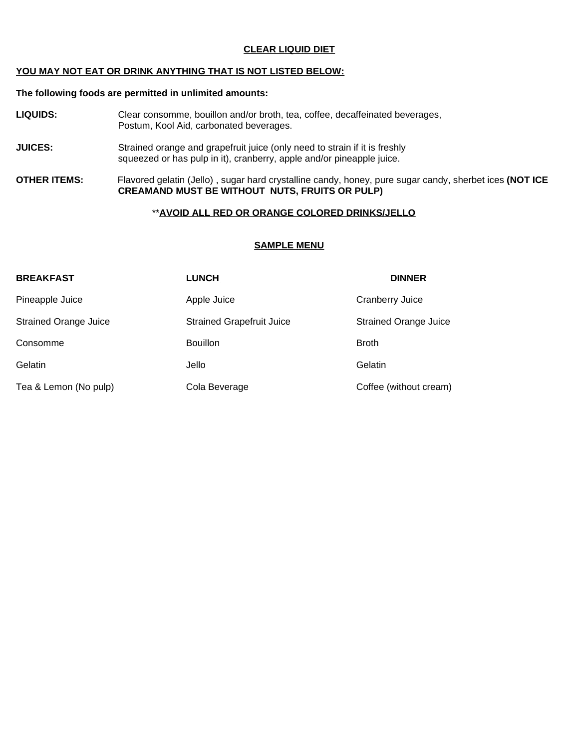# CLEAR LIQUID DIET

**YOU MAY NOT EAT OR DRINK ANYTHING THAT IS NOT LISTED BELOW:**

**The following foods are permitted in unlimited amounts:**

**LIQUIDS:** Clear consomme, bouillon and/or broth, tea, coffee, decaffeinated beverages, Postum, Kool Aid, carbonated beverages.

**JUICES:** Strained orange and grapefruit juice (only need to strain if it is freshly squeezed or has pulp in it), cranberry, apple and/or pineapple juice.

**OTHER ITEMS:** Flavored gelatin (Jello) , sugar hard crystalline candy, honey, pure sugar candy, sherbet ices **(NOT ICE CREAMAND MUST BE WITHOUT NUTS, FRUITS OR PULP)**

****AVOID ALL RED OR ORANGE COLORED DRINKS/JELLO**

## SAMPLE MENU

| BREAKFAST | LUNCH | DINNER |
|---|---|---|
| Pineapple Juice | Apple Juice | Cranberry Juice |
| Strained Orange Juice | Strained Grapefruit Juice | Strained Orange Juice |
| Consomme | Bouillon | Broth |
| Gelatin | Jello | Gelatin |
| Tea & Lemon (No pulp) | Cola Beverage | Coffee (without cream) |